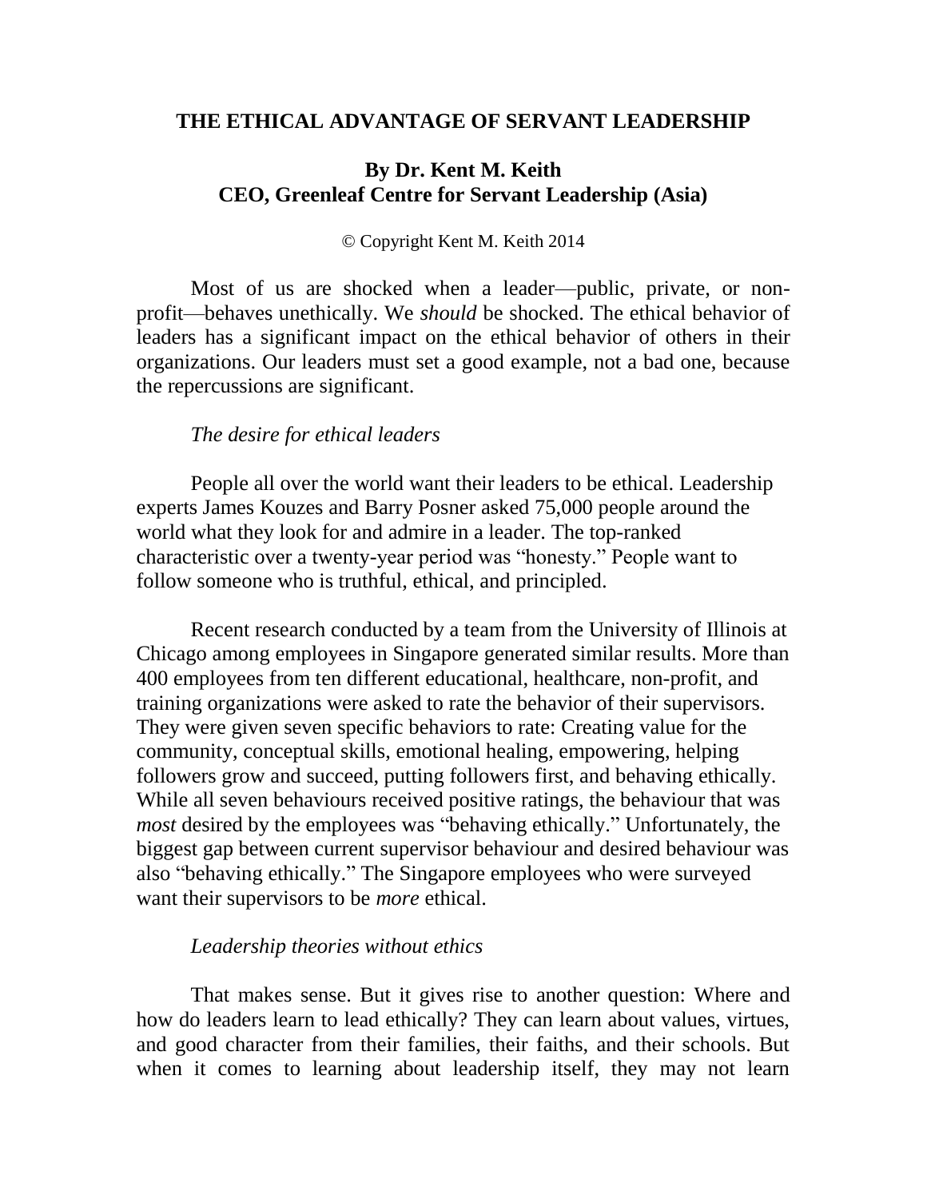# THE ETHICAL ADVANTAGE OF SERVANT LEADERSHIP

**By Dr. Kent M. Keith**
**CEO, Greenleaf Centre for Servant Leadership (Asia)**

© Copyright Kent M. Keith 2014

Most of us are shocked when a leader—public, private, or non-profit—behaves unethically. We *should* be shocked. The ethical behavior of leaders has a significant impact on the ethical behavior of others in their organizations. Our leaders must set a good example, not a bad one, because the repercussions are significant.

*The desire for ethical leaders*

People all over the world want their leaders to be ethical. Leadership experts James Kouzes and Barry Posner asked 75,000 people around the world what they look for and admire in a leader. The top-ranked characteristic over a twenty-year period was "honesty." People want to follow someone who is truthful, ethical, and principled.

Recent research conducted by a team from the University of Illinois at Chicago among employees in Singapore generated similar results. More than 400 employees from ten different educational, healthcare, non-profit, and training organizations were asked to rate the behavior of their supervisors. They were given seven specific behaviors to rate: Creating value for the community, conceptual skills, emotional healing, empowering, helping followers grow and succeed, putting followers first, and behaving ethically. While all seven behaviours received positive ratings, the behaviour that was *most* desired by the employees was "behaving ethically." Unfortunately, the biggest gap between current supervisor behaviour and desired behaviour was also "behaving ethically." The Singapore employees who were surveyed want their supervisors to be *more* ethical.

*Leadership theories without ethics*

That makes sense. But it gives rise to another question: Where and how do leaders learn to lead ethically? They can learn about values, virtues, and good character from their families, their faiths, and their schools. But when it comes to learning about leadership itself, they may not learn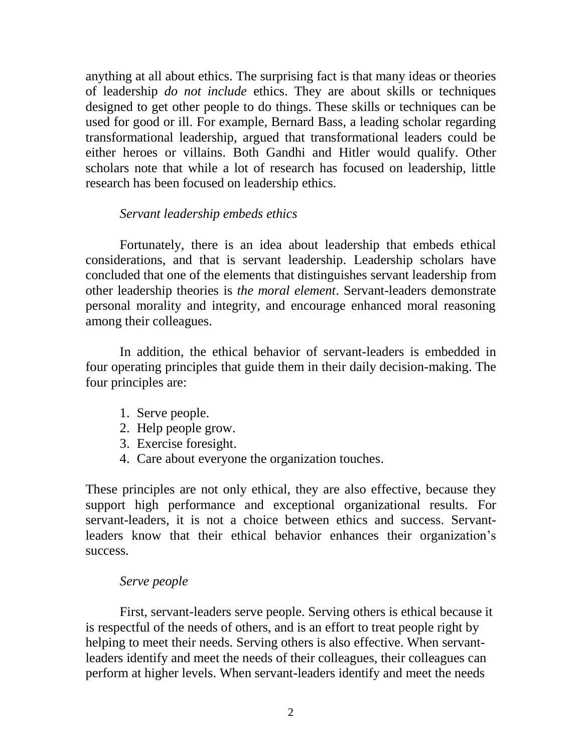anything at all about ethics. The surprising fact is that many ideas or theories of leadership *do not include* ethics. They are about skills or techniques designed to get other people to do things. These skills or techniques can be used for good or ill. For example, Bernard Bass, a leading scholar regarding transformational leadership, argued that transformational leaders could be either heroes or villains. Both Gandhi and Hitler would qualify. Other scholars note that while a lot of research has focused on leadership, little research has been focused on leadership ethics.

*Servant leadership embeds ethics*

Fortunately, there is an idea about leadership that embeds ethical considerations, and that is servant leadership. Leadership scholars have concluded that one of the elements that distinguishes servant leadership from other leadership theories is *the moral element*. Servant-leaders demonstrate personal morality and integrity, and encourage enhanced moral reasoning among their colleagues.

In addition, the ethical behavior of servant-leaders is embedded in four operating principles that guide them in their daily decision-making. The four principles are:

1. Serve people.
2. Help people grow.
3. Exercise foresight.
4. Care about everyone the organization touches.

These principles are not only ethical, they are also effective, because they support high performance and exceptional organizational results. For servant-leaders, it is not a choice between ethics and success. Servant-leaders know that their ethical behavior enhances their organization's success.

*Serve people*

First, servant-leaders serve people. Serving others is ethical because it is respectful of the needs of others, and is an effort to treat people right by helping to meet their needs. Serving others is also effective. When servant-leaders identify and meet the needs of their colleagues, their colleagues can perform at higher levels. When servant-leaders identify and meet the needs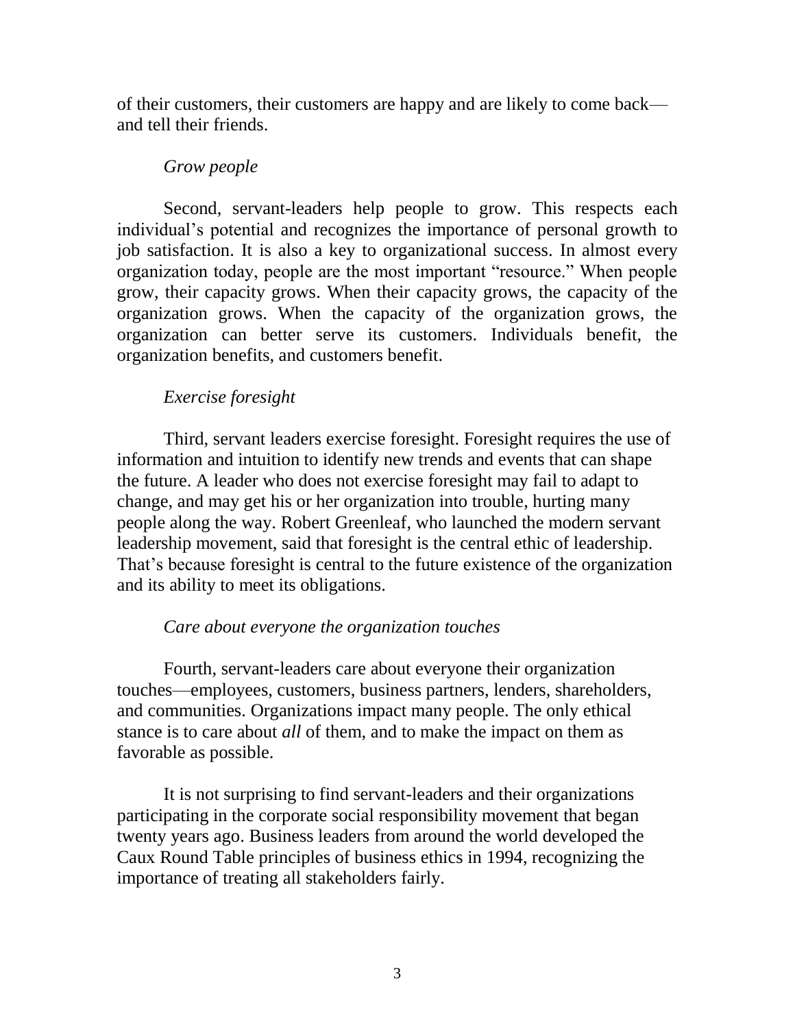of their customers, their customers are happy and are likely to come back—and tell their friends.

*Grow people*

Second, servant-leaders help people to grow. This respects each individual's potential and recognizes the importance of personal growth to job satisfaction. It is also a key to organizational success. In almost every organization today, people are the most important "resource." When people grow, their capacity grows. When their capacity grows, the capacity of the organization grows. When the capacity of the organization grows, the organization can better serve its customers. Individuals benefit, the organization benefits, and customers benefit.

*Exercise foresight*

Third, servant leaders exercise foresight. Foresight requires the use of information and intuition to identify new trends and events that can shape the future. A leader who does not exercise foresight may fail to adapt to change, and may get his or her organization into trouble, hurting many people along the way. Robert Greenleaf, who launched the modern servant leadership movement, said that foresight is the central ethic of leadership. That's because foresight is central to the future existence of the organization and its ability to meet its obligations.

*Care about everyone the organization touches*

Fourth, servant-leaders care about everyone their organization touches—employees, customers, business partners, lenders, shareholders, and communities. Organizations impact many people. The only ethical stance is to care about *all* of them, and to make the impact on them as favorable as possible.

It is not surprising to find servant-leaders and their organizations participating in the corporate social responsibility movement that began twenty years ago. Business leaders from around the world developed the Caux Round Table principles of business ethics in 1994, recognizing the importance of treating all stakeholders fairly.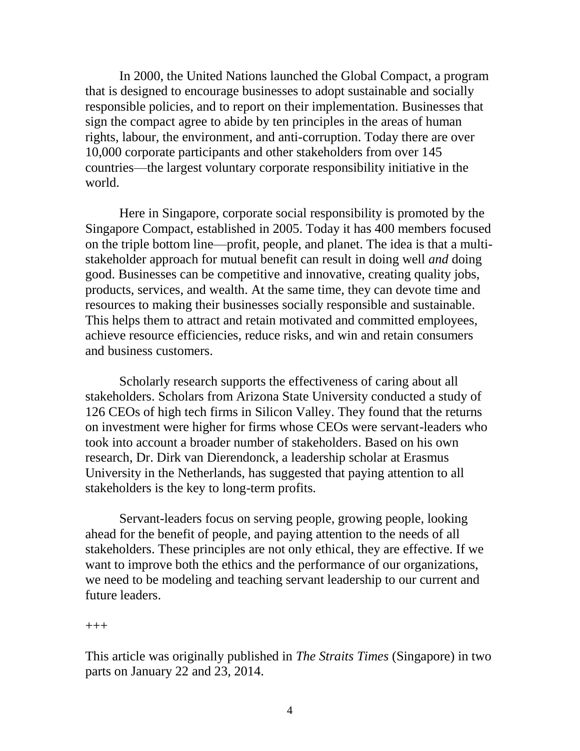In 2000, the United Nations launched the Global Compact, a program that is designed to encourage businesses to adopt sustainable and socially responsible policies, and to report on their implementation. Businesses that sign the compact agree to abide by ten principles in the areas of human rights, labour, the environment, and anti-corruption. Today there are over 10,000 corporate participants and other stakeholders from over 145 countries—the largest voluntary corporate responsibility initiative in the world.

Here in Singapore, corporate social responsibility is promoted by the Singapore Compact, established in 2005. Today it has 400 members focused on the triple bottom line—profit, people, and planet. The idea is that a multi-stakeholder approach for mutual benefit can result in doing well *and* doing good. Businesses can be competitive and innovative, creating quality jobs, products, services, and wealth. At the same time, they can devote time and resources to making their businesses socially responsible and sustainable. This helps them to attract and retain motivated and committed employees, achieve resource efficiencies, reduce risks, and win and retain consumers and business customers.

Scholarly research supports the effectiveness of caring about all stakeholders. Scholars from Arizona State University conducted a study of 126 CEOs of high tech firms in Silicon Valley. They found that the returns on investment were higher for firms whose CEOs were servant-leaders who took into account a broader number of stakeholders. Based on his own research, Dr. Dirk van Dierendonck, a leadership scholar at Erasmus University in the Netherlands, has suggested that paying attention to all stakeholders is the key to long-term profits.

Servant-leaders focus on serving people, growing people, looking ahead for the benefit of people, and paying attention to the needs of all stakeholders. These principles are not only ethical, they are effective. If we want to improve both the ethics and the performance of our organizations, we need to be modeling and teaching servant leadership to our current and future leaders.

+++

This article was originally published in *The Straits Times* (Singapore) in two parts on January 22 and 23, 2014.